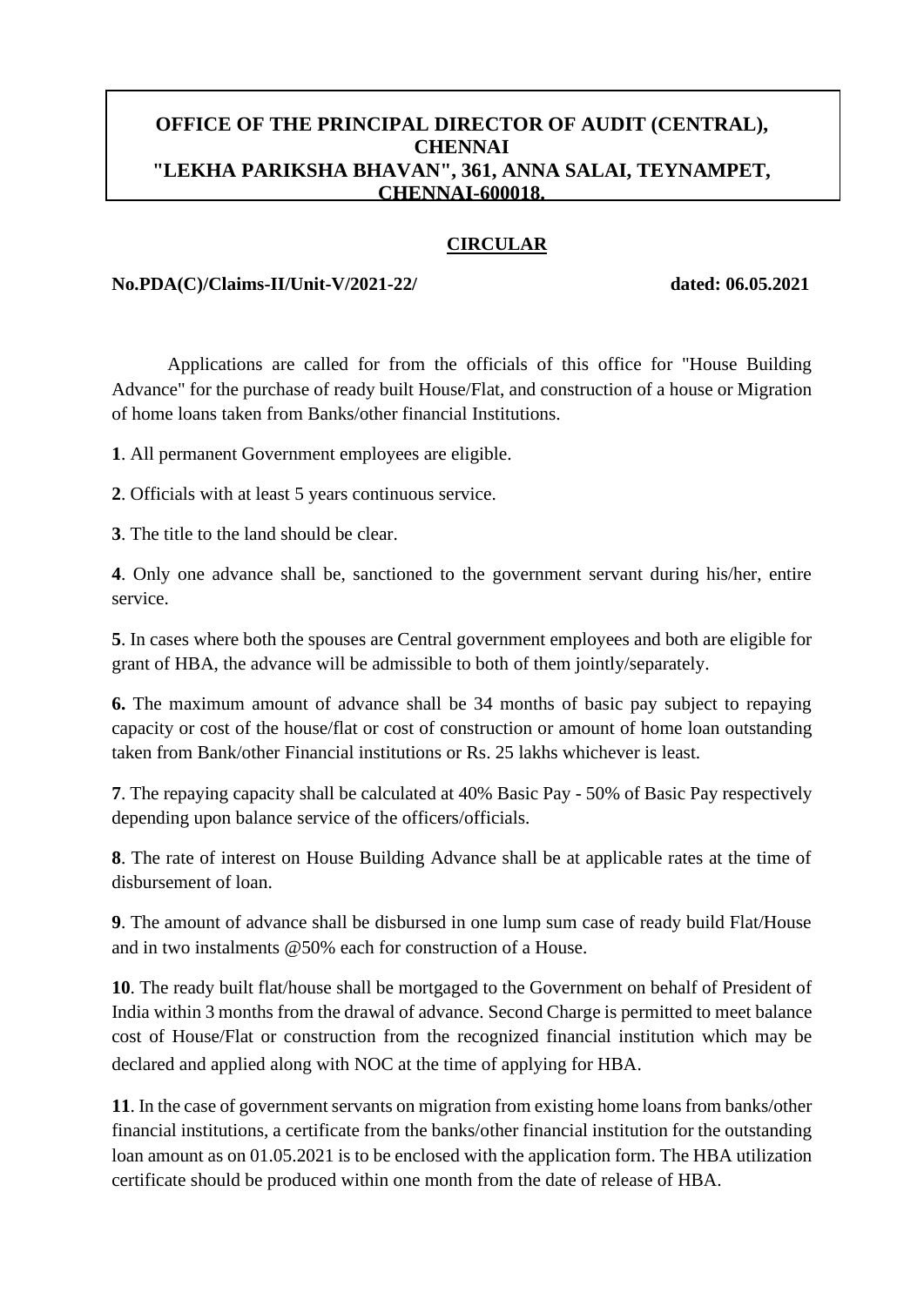**OFFICE OF THE PRINCIPAL DIRECTOR OF AUDIT (CENTRAL), CHENNAI**
**"LEKHA PARIKSHA BHAVAN", 361, ANNA SALAI, TEYNAMPET, CHENNAI-600018.**

## CIRCULAR

**No.PDA(C)/Claims-II/Unit-V/2021-22/** **dated: 06.05.2021**

Applications are called for from the officials of this office for "House Building Advance" for the purchase of ready built House/Flat, and construction of a house or Migration of home loans taken from Banks/other financial Institutions.

**1**. All permanent Government employees are eligible.

**2**. Officials with at least 5 years continuous service.

**3**. The title to the land should be clear.

**4**. Only one advance shall be, sanctioned to the government servant during his/her, entire service.

**5**. In cases where both the spouses are Central government employees and both are eligible for grant of HBA, the advance will be admissible to both of them jointly/separately.

**6.** The maximum amount of advance shall be 34 months of basic pay subject to repaying capacity or cost of the house/flat or cost of construction or amount of home loan outstanding taken from Bank/other Financial institutions or Rs. 25 lakhs whichever is least.

**7**. The repaying capacity shall be calculated at 40% Basic Pay - 50% of Basic Pay respectively depending upon balance service of the officers/officials.

**8**. The rate of interest on House Building Advance shall be at applicable rates at the time of disbursement of loan.

**9**. The amount of advance shall be disbursed in one lump sum case of ready build Flat/House and in two instalments @50% each for construction of a House.

**10**. The ready built flat/house shall be mortgaged to the Government on behalf of President of India within 3 months from the drawal of advance. Second Charge is permitted to meet balance cost of House/Flat or construction from the recognized financial institution which may be declared and applied along with NOC at the time of applying for HBA.

**11**. In the case of government servants on migration from existing home loans from banks/other financial institutions, a certificate from the banks/other financial institution for the outstanding loan amount as on 01.05.2021 is to be enclosed with the application form. The HBA utilization certificate should be produced within one month from the date of release of HBA.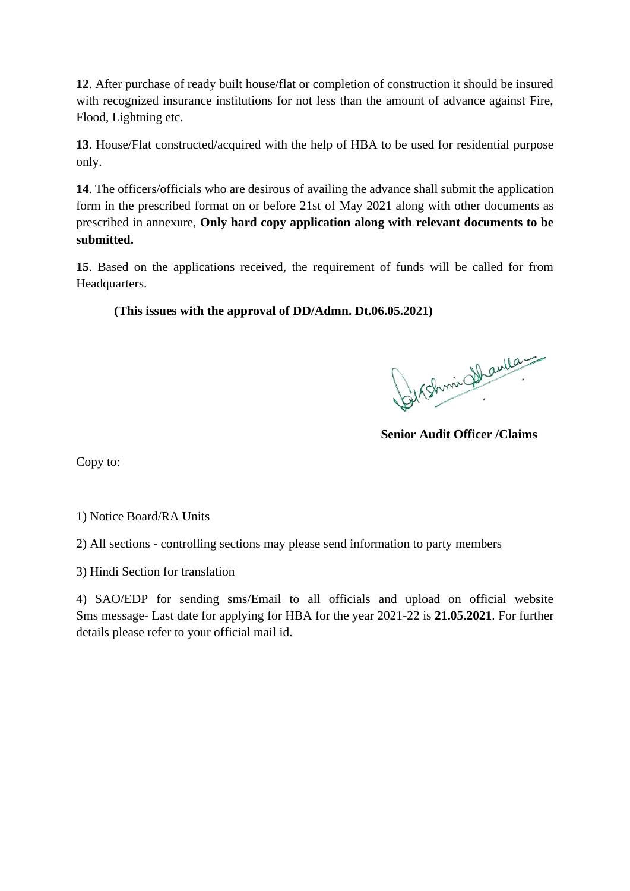**12**. After purchase of ready built house/flat or completion of construction it should be insured with recognized insurance institutions for not less than the amount of advance against Fire, Flood, Lightning etc.

**13**. House/Flat constructed/acquired with the help of HBA to be used for residential purpose only.

**14**. The officers/officials who are desirous of availing the advance shall submit the application form in the prescribed format on or before 21st of May 2021 along with other documents as prescribed in annexure, **Only hard copy application along with relevant documents to be submitted.**

**15**. Based on the applications received, the requirement of funds will be called for from Headquarters.

**(This issues with the approval of DD/Admn. Dt.06.05.2021)**

**Senior Audit Officer /Claims**

Copy to:

1) Notice Board/RA Units

2) All sections - controlling sections may please send information to party members

3) Hindi Section for translation

4) SAO/EDP for sending sms/Email to all officials and upload on official website Sms message- Last date for applying for HBA for the year 2021-22 is **21.05.2021**. For further details please refer to your official mail id.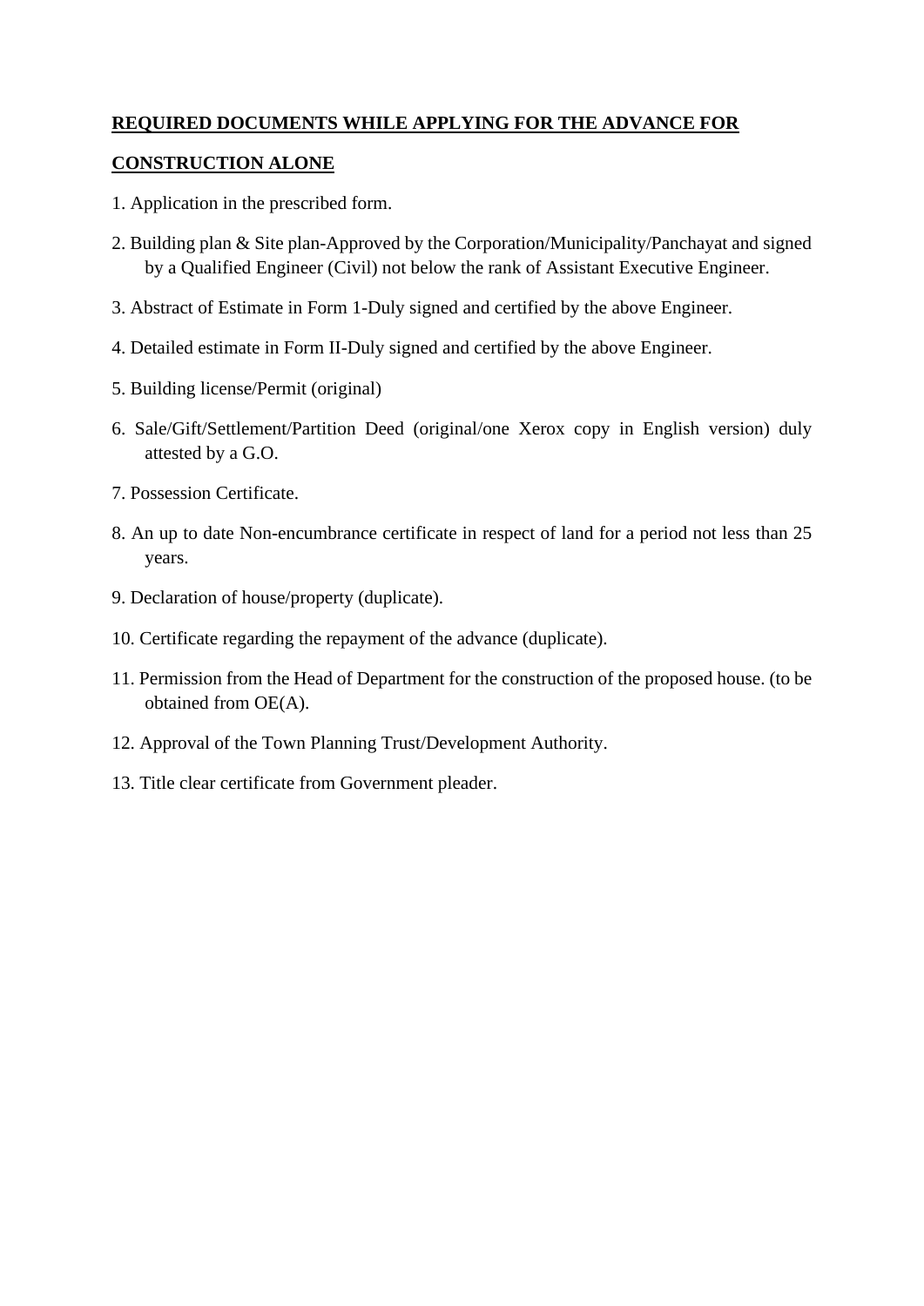## **REQUIRED DOCUMENTS WHILE APPLYING FOR THE ADVANCE FOR CONSTRUCTION ALONE**

1. Application in the prescribed form.
2. Building plan & Site plan-Approved by the Corporation/Municipality/Panchayat and signed by a Qualified Engineer (Civil) not below the rank of Assistant Executive Engineer.
3. Abstract of Estimate in Form 1-Duly signed and certified by the above Engineer.
4. Detailed estimate in Form II-Duly signed and certified by the above Engineer.
5. Building license/Permit (original)
6. Sale/Gift/Settlement/Partition Deed (original/one Xerox copy in English version) duly attested by a G.O.
7. Possession Certificate.
8. An up to date Non-encumbrance certificate in respect of land for a period not less than 25 years.
9. Declaration of house/property (duplicate).
10. Certificate regarding the repayment of the advance (duplicate).
11. Permission from the Head of Department for the construction of the proposed house. (to be obtained from OE(A).
12. Approval of the Town Planning Trust/Development Authority.
13. Title clear certificate from Government pleader.